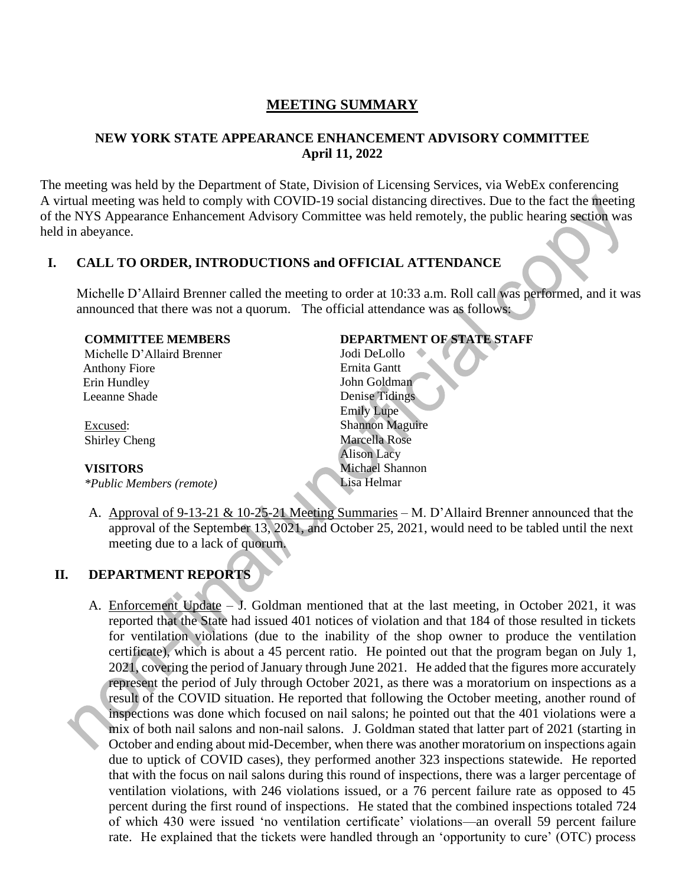# MEETING SUMMARY

## NEW YORK STATE APPEARANCE ENHANCEMENT ADVISORY COMMITTEE
## April 11, 2022

The meeting was held by the Department of State, Division of Licensing Services, via WebEx conferencing A virtual meeting was held to comply with COVID-19 social distancing directives. Due to the fact the meeting of the NYS Appearance Enhancement Advisory Committee was held remotely, the public hearing section was held in abeyance.

## I. CALL TO ORDER, INTRODUCTIONS and OFFICIAL ATTENDANCE

Michelle D'Allaird Brenner called the meeting to order at 10:33 a.m. Roll call was performed, and it was announced that there was not a quorum. The official attendance was as follows:

**COMMITTEE MEMBERS**
Michelle D'Allaird Brenner
Anthony Fiore
Erin Hundley
Leeanne Shade

Excused:
Shirley Cheng

**VISITORS**
*\*Public Members (remote)*

**DEPARTMENT OF STATE STAFF**
Jodi DeLollo
Ernita Gantt
John Goldman
Denise Tidings
Emily Lupe
Shannon Maguire
Marcella Rose
Alison Lacy
Michael Shannon
Lisa Helmar

A. Approval of 9-13-21 & 10-25-21 Meeting Summaries – M. D'Allaird Brenner announced that the approval of the September 13, 2021, and October 25, 2021, would need to be tabled until the next meeting due to a lack of quorum.

## II. DEPARTMENT REPORTS

A. Enforcement Update – J. Goldman mentioned that at the last meeting, in October 2021, it was reported that the State had issued 401 notices of violation and that 184 of those resulted in tickets for ventilation violations (due to the inability of the shop owner to produce the ventilation certificate), which is about a 45 percent ratio. He pointed out that the program began on July 1, 2021, covering the period of January through June 2021. He added that the figures more accurately represent the period of July through October 2021, as there was a moratorium on inspections as a result of the COVID situation. He reported that following the October meeting, another round of inspections was done which focused on nail salons; he pointed out that the 401 violations were a mix of both nail salons and non-nail salons. J. Goldman stated that latter part of 2021 (starting in October and ending about mid-December, when there was another moratorium on inspections again due to uptick of COVID cases), they performed another 323 inspections statewide. He reported that with the focus on nail salons during this round of inspections, there was a larger percentage of ventilation violations, with 246 violations issued, or a 76 percent failure rate as opposed to 45 percent during the first round of inspections. He stated that the combined inspections totaled 724 of which 430 were issued 'no ventilation certificate' violations—an overall 59 percent failure rate. He explained that the tickets were handled through an 'opportunity to cure' (OTC) process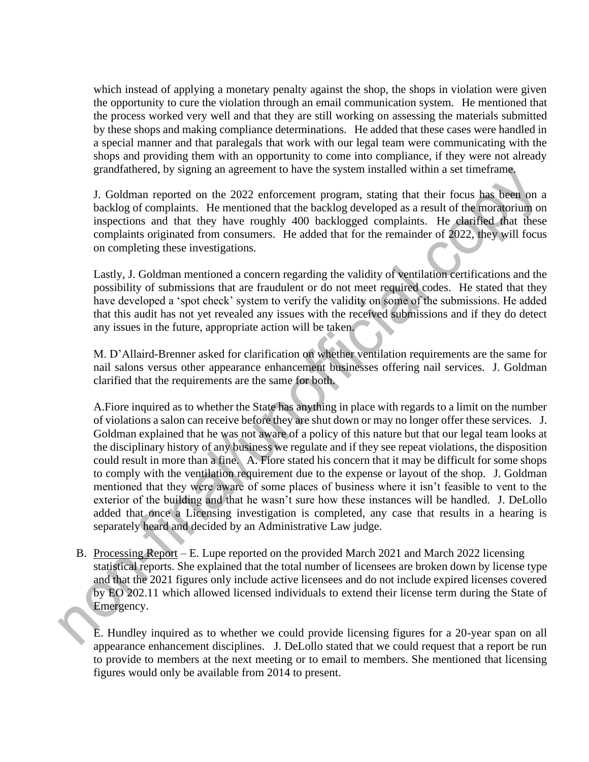which instead of applying a monetary penalty against the shop, the shops in violation were given the opportunity to cure the violation through an email communication system. He mentioned that the process worked very well and that they are still working on assessing the materials submitted by these shops and making compliance determinations. He added that these cases were handled in a special manner and that paralegals that work with our legal team were communicating with the shops and providing them with an opportunity to come into compliance, if they were not already grandfathered, by signing an agreement to have the system installed within a set timeframe.

J. Goldman reported on the 2022 enforcement program, stating that their focus has been on a backlog of complaints. He mentioned that the backlog developed as a result of the moratorium on inspections and that they have roughly 400 backlogged complaints. He clarified that these complaints originated from consumers. He added that for the remainder of 2022, they will focus on completing these investigations.

Lastly, J. Goldman mentioned a concern regarding the validity of ventilation certifications and the possibility of submissions that are fraudulent or do not meet required codes. He stated that they have developed a 'spot check' system to verify the validity on some of the submissions. He added that this audit has not yet revealed any issues with the received submissions and if they do detect any issues in the future, appropriate action will be taken.

M. D'Allaird-Brenner asked for clarification on whether ventilation requirements are the same for nail salons versus other appearance enhancement businesses offering nail services. J. Goldman clarified that the requirements are the same for both.

A.Fiore inquired as to whether the State has anything in place with regards to a limit on the number of violations a salon can receive before they are shut down or may no longer offer these services. J. Goldman explained that he was not aware of a policy of this nature but that our legal team looks at the disciplinary history of any business we regulate and if they see repeat violations, the disposition could result in more than a fine. A. Fiore stated his concern that it may be difficult for some shops to comply with the ventilation requirement due to the expense or layout of the shop. J. Goldman mentioned that they were aware of some places of business where it isn't feasible to vent to the exterior of the building and that he wasn't sure how these instances will be handled. J. DeLollo added that once a Licensing investigation is completed, any case that results in a hearing is separately heard and decided by an Administrative Law judge.

B. Processing Report – E. Lupe reported on the provided March 2021 and March 2022 licensing statistical reports. She explained that the total number of licensees are broken down by license type and that the 2021 figures only include active licensees and do not include expired licenses covered by EO 202.11 which allowed licensed individuals to extend their license term during the State of Emergency.

E. Hundley inquired as to whether we could provide licensing figures for a 20-year span on all appearance enhancement disciplines. J. DeLollo stated that we could request that a report be run to provide to members at the next meeting or to email to members. She mentioned that licensing figures would only be available from 2014 to present.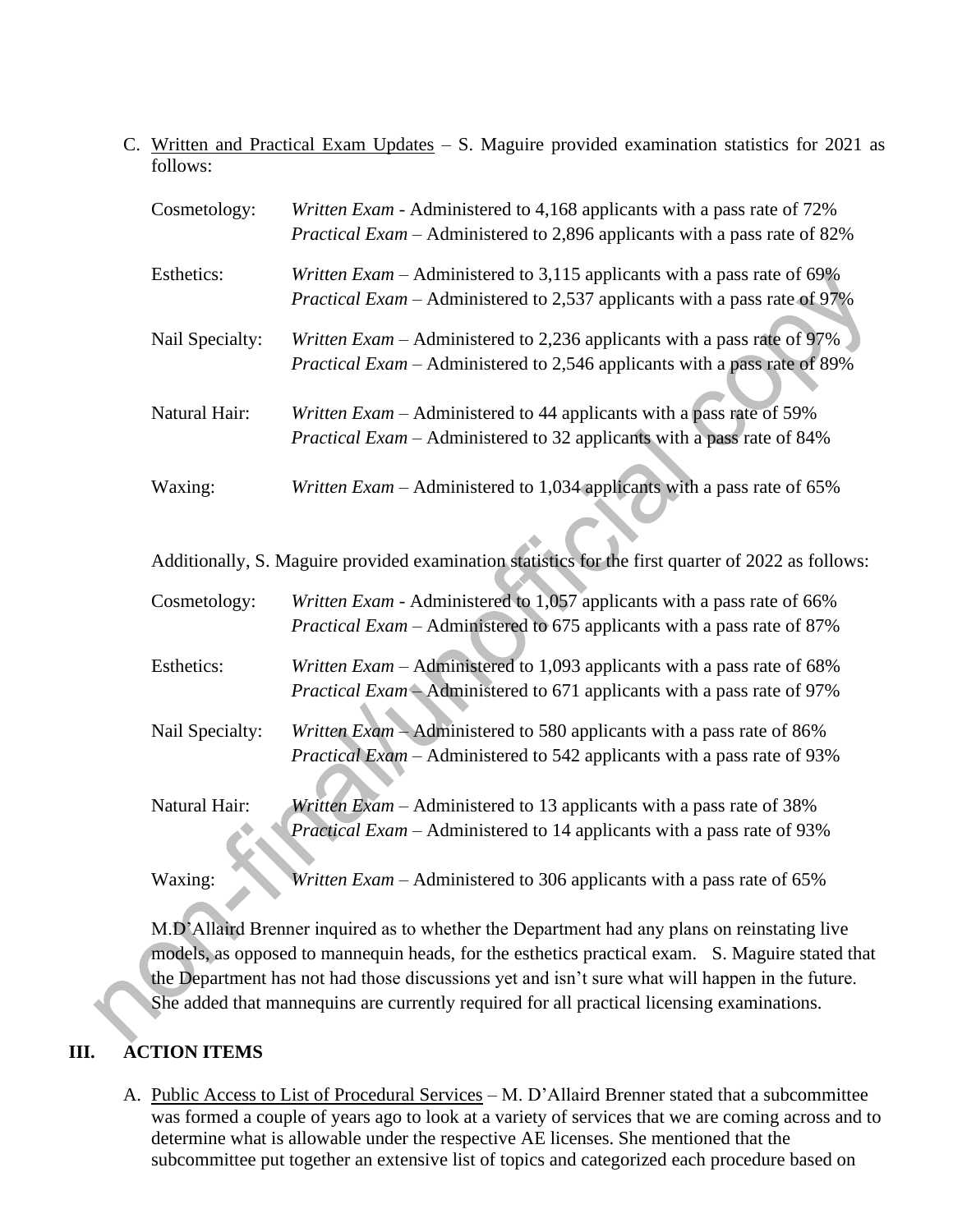C. Written and Practical Exam Updates – S. Maguire provided examination statistics for 2021 as follows:

Cosmetology: *Written Exam* - Administered to 4,168 applicants with a pass rate of 72%
*Practical Exam* – Administered to 2,896 applicants with a pass rate of 82%

Esthetics: *Written Exam* – Administered to 3,115 applicants with a pass rate of 69%
*Practical Exam* – Administered to 2,537 applicants with a pass rate of 97%

Nail Specialty: *Written Exam* – Administered to 2,236 applicants with a pass rate of 97%
*Practical Exam* – Administered to 2,546 applicants with a pass rate of 89%

Natural Hair: *Written Exam* – Administered to 44 applicants with a pass rate of 59%
*Practical Exam* – Administered to 32 applicants with a pass rate of 84%

Waxing: *Written Exam* – Administered to 1,034 applicants with a pass rate of 65%

Additionally, S. Maguire provided examination statistics for the first quarter of 2022 as follows:

Cosmetology: *Written Exam* - Administered to 1,057 applicants with a pass rate of 66%
*Practical Exam* – Administered to 675 applicants with a pass rate of 87%

Esthetics: *Written Exam* – Administered to 1,093 applicants with a pass rate of 68%
*Practical Exam* – Administered to 671 applicants with a pass rate of 97%

Nail Specialty: *Written Exam* – Administered to 580 applicants with a pass rate of 86%
*Practical Exam* – Administered to 542 applicants with a pass rate of 93%

Natural Hair: *Written Exam* – Administered to 13 applicants with a pass rate of 38%
*Practical Exam* – Administered to 14 applicants with a pass rate of 93%

Waxing: *Written Exam* – Administered to 306 applicants with a pass rate of 65%

M.D'Allaird Brenner inquired as to whether the Department had any plans on reinstating live models, as opposed to mannequin heads, for the esthetics practical exam. S. Maguire stated that the Department has not had those discussions yet and isn't sure what will happen in the future. She added that mannequins are currently required for all practical licensing examinations.

## III. ACTION ITEMS

A. Public Access to List of Procedural Services – M. D'Allaird Brenner stated that a subcommittee was formed a couple of years ago to look at a variety of services that we are coming across and to determine what is allowable under the respective AE licenses. She mentioned that the subcommittee put together an extensive list of topics and categorized each procedure based on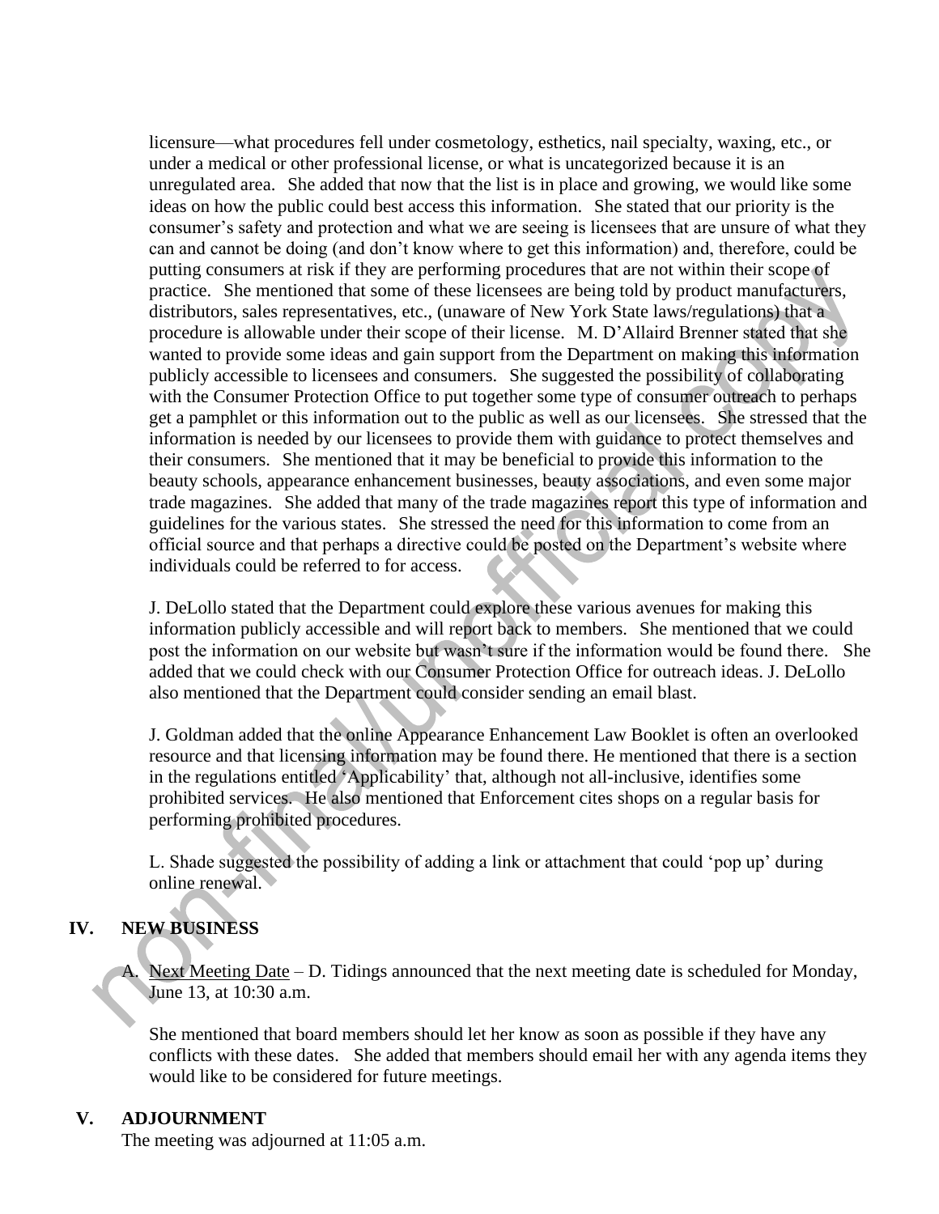licensure—what procedures fell under cosmetology, esthetics, nail specialty, waxing, etc., or under a medical or other professional license, or what is uncategorized because it is an unregulated area. She added that now that the list is in place and growing, we would like some ideas on how the public could best access this information. She stated that our priority is the consumer's safety and protection and what we are seeing is licensees that are unsure of what they can and cannot be doing (and don't know where to get this information) and, therefore, could be putting consumers at risk if they are performing procedures that are not within their scope of practice. She mentioned that some of these licensees are being told by product manufacturers, distributors, sales representatives, etc., (unaware of New York State laws/regulations) that a procedure is allowable under their scope of their license. M. D'Allaird Brenner stated that she wanted to provide some ideas and gain support from the Department on making this information publicly accessible to licensees and consumers. She suggested the possibility of collaborating with the Consumer Protection Office to put together some type of consumer outreach to perhaps get a pamphlet or this information out to the public as well as our licensees. She stressed that the information is needed by our licensees to provide them with guidance to protect themselves and their consumers. She mentioned that it may be beneficial to provide this information to the beauty schools, appearance enhancement businesses, beauty associations, and even some major trade magazines. She added that many of the trade magazines report this type of information and guidelines for the various states. She stressed the need for this information to come from an official source and that perhaps a directive could be posted on the Department's website where individuals could be referred to for access.

J. DeLollo stated that the Department could explore these various avenues for making this information publicly accessible and will report back to members. She mentioned that we could post the information on our website but wasn't sure if the information would be found there. She added that we could check with our Consumer Protection Office for outreach ideas. J. DeLollo also mentioned that the Department could consider sending an email blast.

J. Goldman added that the online Appearance Enhancement Law Booklet is often an overlooked resource and that licensing information may be found there. He mentioned that there is a section in the regulations entitled 'Applicability' that, although not all-inclusive, identifies some prohibited services. He also mentioned that Enforcement cites shops on a regular basis for performing prohibited procedures.

L. Shade suggested the possibility of adding a link or attachment that could 'pop up' during online renewal.

## IV. NEW BUSINESS

A. Next Meeting Date – D. Tidings announced that the next meeting date is scheduled for Monday, June 13, at 10:30 a.m.

She mentioned that board members should let her know as soon as possible if they have any conflicts with these dates. She added that members should email her with any agenda items they would like to be considered for future meetings.

## V. ADJOURNMENT

The meeting was adjourned at 11:05 a.m.